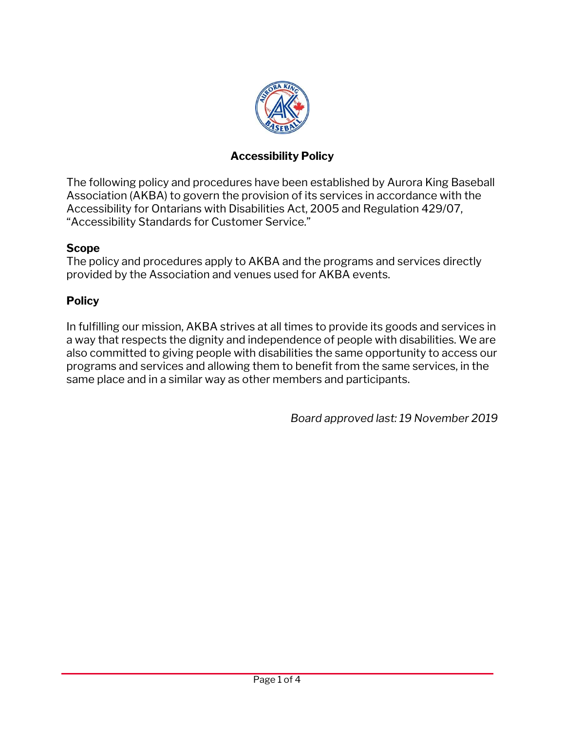# Accessibility Policy

The following policy and procedures have been established by Aurora King Baseball Association (AKBA) to govern the provision of its services in accordance with the Accessibility for Ontarians with Disabilities Act, 2005 and Regulation 429/07, "Accessibility Standards for Customer Service."

**Scope**
The policy and procedures apply to AKBA and the programs and services directly provided by the Association and venues used for AKBA events.

**Policy**

In fulfilling our mission, AKBA strives at all times to provide its goods and services in a way that respects the dignity and independence of people with disabilities. We are also committed to giving people with disabilities the same opportunity to access our programs and services and allowing them to benefit from the same services, in the same place and in a similar way as other members and participants.

*Board approved last: 19 November 2019*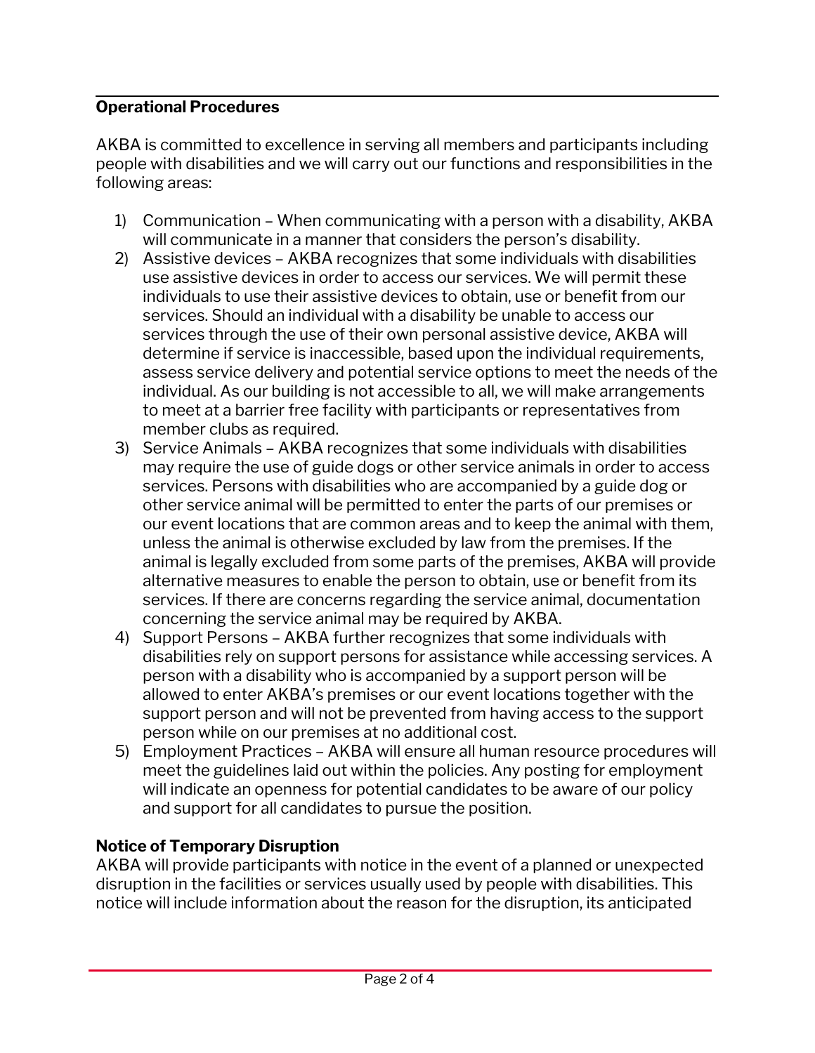**Operational Procedures**

AKBA is committed to excellence in serving all members and participants including people with disabilities and we will carry out our functions and responsibilities in the following areas:

1) Communication – When communicating with a person with a disability, AKBA will communicate in a manner that considers the person's disability.
2) Assistive devices – AKBA recognizes that some individuals with disabilities use assistive devices in order to access our services. We will permit these individuals to use their assistive devices to obtain, use or benefit from our services. Should an individual with a disability be unable to access our services through the use of their own personal assistive device, AKBA will determine if service is inaccessible, based upon the individual requirements, assess service delivery and potential service options to meet the needs of the individual. As our building is not accessible to all, we will make arrangements to meet at a barrier free facility with participants or representatives from member clubs as required.
3) Service Animals – AKBA recognizes that some individuals with disabilities may require the use of guide dogs or other service animals in order to access services. Persons with disabilities who are accompanied by a guide dog or other service animal will be permitted to enter the parts of our premises or our event locations that are common areas and to keep the animal with them, unless the animal is otherwise excluded by law from the premises. If the animal is legally excluded from some parts of the premises, AKBA will provide alternative measures to enable the person to obtain, use or benefit from its services. If there are concerns regarding the service animal, documentation concerning the service animal may be required by AKBA.
4) Support Persons – AKBA further recognizes that some individuals with disabilities rely on support persons for assistance while accessing services. A person with a disability who is accompanied by a support person will be allowed to enter AKBA's premises or our event locations together with the support person and will not be prevented from having access to the support person while on our premises at no additional cost.
5) Employment Practices – AKBA will ensure all human resource procedures will meet the guidelines laid out within the policies. Any posting for employment will indicate an openness for potential candidates to be aware of our policy and support for all candidates to pursue the position.

**Notice of Temporary Disruption**

AKBA will provide participants with notice in the event of a planned or unexpected disruption in the facilities or services usually used by people with disabilities. This notice will include information about the reason for the disruption, its anticipated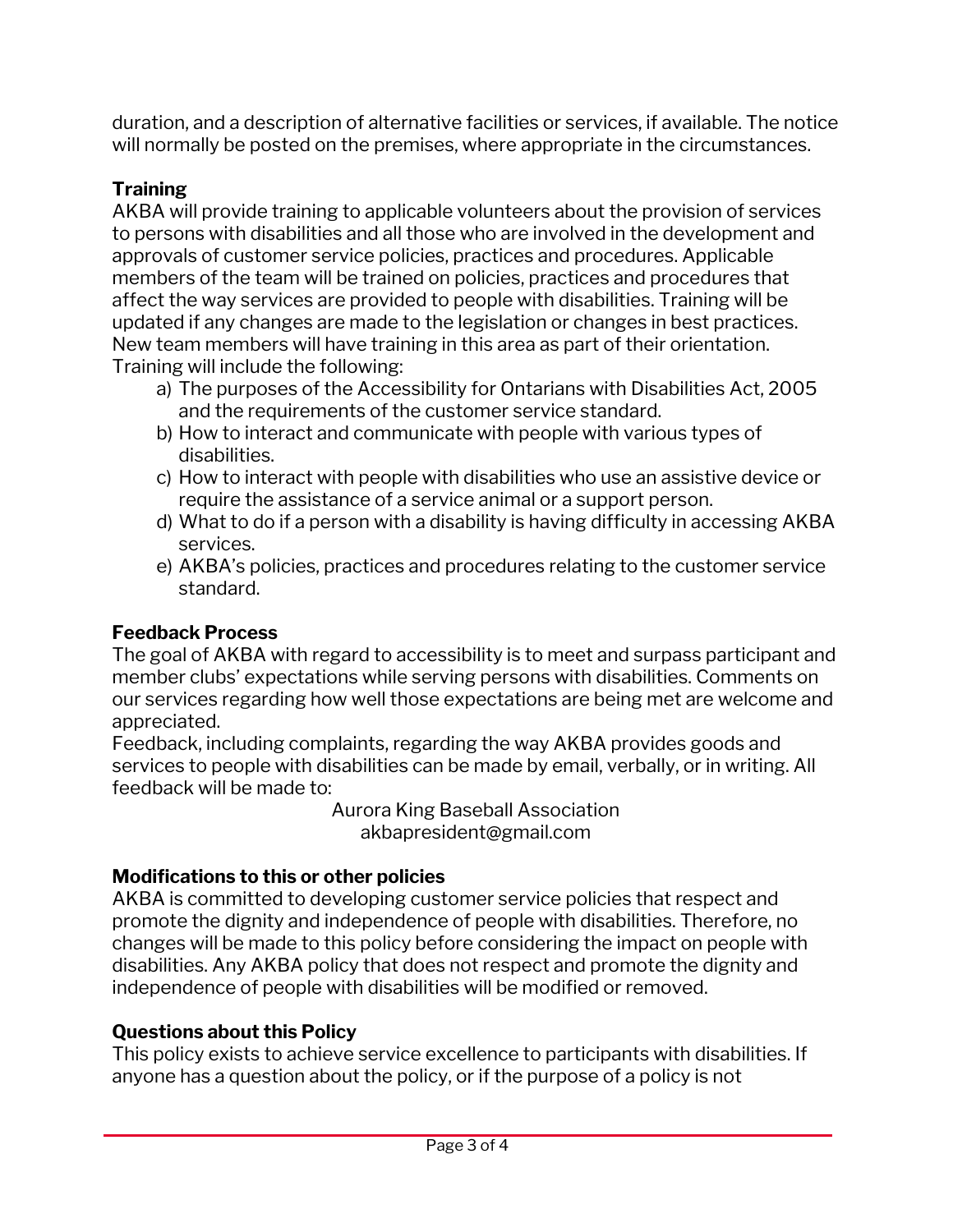duration, and a description of alternative facilities or services, if available. The notice will normally be posted on the premises, where appropriate in the circumstances.

**Training**

AKBA will provide training to applicable volunteers about the provision of services to persons with disabilities and all those who are involved in the development and approvals of customer service policies, practices and procedures. Applicable members of the team will be trained on policies, practices and procedures that affect the way services are provided to people with disabilities. Training will be updated if any changes are made to the legislation or changes in best practices. New team members will have training in this area as part of their orientation. Training will include the following:

a) The purposes of the Accessibility for Ontarians with Disabilities Act, 2005 and the requirements of the customer service standard.
b) How to interact and communicate with people with various types of disabilities.
c) How to interact with people with disabilities who use an assistive device or require the assistance of a service animal or a support person.
d) What to do if a person with a disability is having difficulty in accessing AKBA services.
e) AKBA's policies, practices and procedures relating to the customer service standard.

**Feedback Process**

The goal of AKBA with regard to accessibility is to meet and surpass participant and member clubs' expectations while serving persons with disabilities. Comments on our services regarding how well those expectations are being met are welcome and appreciated.

Feedback, including complaints, regarding the way AKBA provides goods and services to people with disabilities can be made by email, verbally, or in writing. All feedback will be made to:

Aurora King Baseball Association
akbapresident@gmail.com

**Modifications to this or other policies**

AKBA is committed to developing customer service policies that respect and promote the dignity and independence of people with disabilities. Therefore, no changes will be made to this policy before considering the impact on people with disabilities. Any AKBA policy that does not respect and promote the dignity and independence of people with disabilities will be modified or removed.

**Questions about this Policy**

This policy exists to achieve service excellence to participants with disabilities. If anyone has a question about the policy, or if the purpose of a policy is not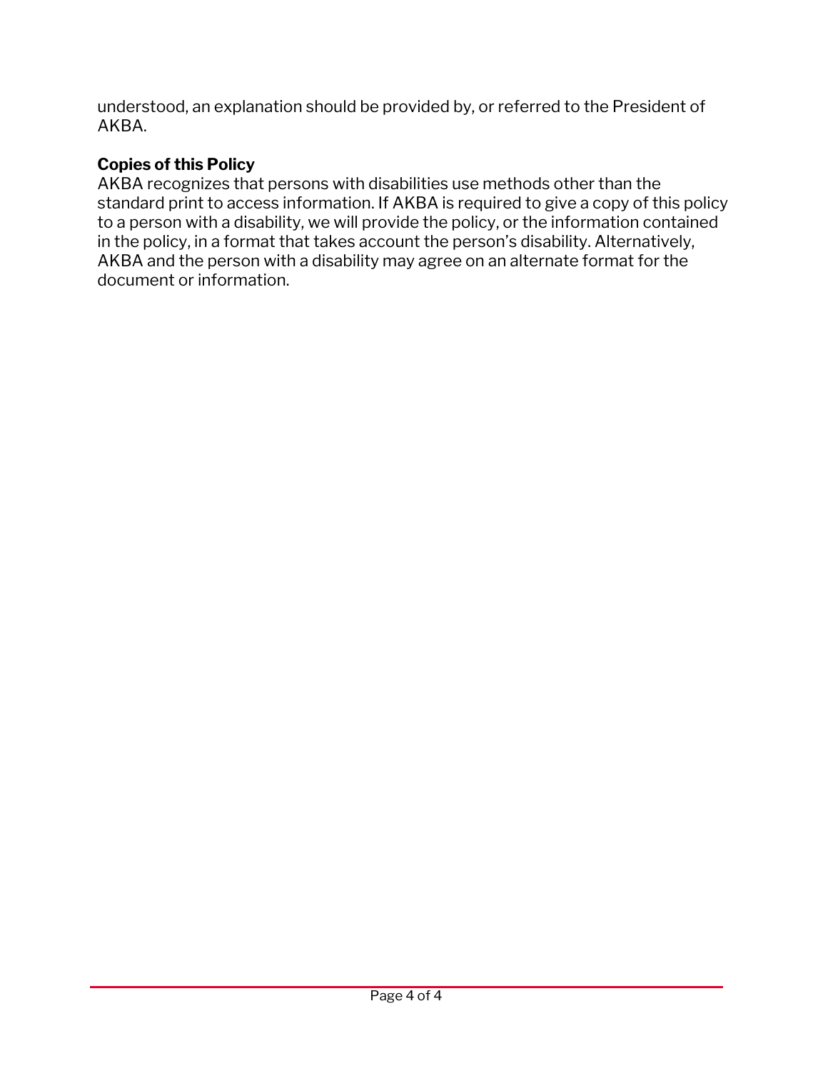understood, an explanation should be provided by, or referred to the President of AKBA.

**Copies of this Policy**

AKBA recognizes that persons with disabilities use methods other than the standard print to access information. If AKBA is required to give a copy of this policy to a person with a disability, we will provide the policy, or the information contained in the policy, in a format that takes account the person's disability. Alternatively, AKBA and the person with a disability may agree on an alternate format for the document or information.